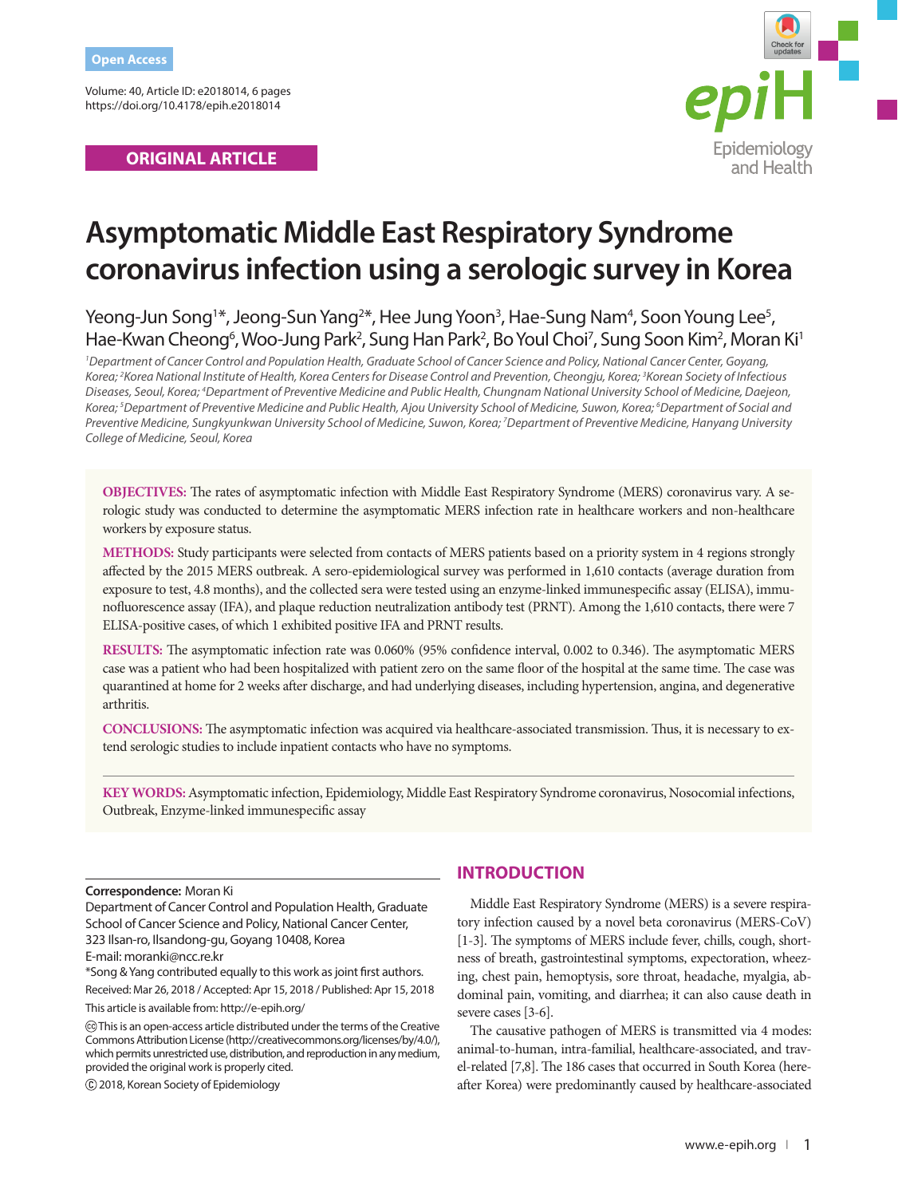Open Access

ORIGINAL ARTICLE

# Asymptomatic Middle East Respiratory Syndrome coronavirus infection using a serologic survey in Korea

Yeong-Jun Song[1]*, Jeong-Sun Yang[2]*, Hee Jung Yoon[3], Hae-Sung Nam[4], Soon Young Lee[5], Hae-Kwan Cheong[6], Woo-Jung Park[2], Sung Han Park[2], Bo Youl Choi[7], Sung Soon Kim[2], Moran Ki[1]

*[1]Department of Cancer Control and Population Health, Graduate School of Cancer Science and Policy, National Cancer Center, Goyang, Korea; [2]Korea National Institute of Health, Korea Centers for Disease Control and Prevention, Cheongju, Korea; [3]Korean Society of Infectious Diseases, Seoul, Korea; [4]Department of Preventive Medicine and Public Health, Chungnam National University School of Medicine, Daejeon, Korea; [5]Department of Preventive Medicine and Public Health, Ajou University School of Medicine, Suwon, Korea; [6]Department of Social and Preventive Medicine, Sungkyunkwan University School of Medicine, Suwon, Korea; [7]Department of Preventive Medicine, Hanyang University College of Medicine, Seoul, Korea*

**OBJECTIVES:** The rates of asymptomatic infection with Middle East Respiratory Syndrome (MERS) coronavirus vary. A serologic study was conducted to determine the asymptomatic MERS infection rate in healthcare workers and non-healthcare workers by exposure status.

**METHODS:** Study participants were selected from contacts of MERS patients based on a priority system in 4 regions strongly affected by the 2015 MERS outbreak. A sero-epidemiological survey was performed in 1,610 contacts (average duration from exposure to test, 4.8 months), and the collected sera were tested using an enzyme-linked immunespecific assay (ELISA), immunofluorescence assay (IFA), and plaque reduction neutralization antibody test (PRNT). Among the 1,610 contacts, there were 7 ELISA-positive cases, of which 1 exhibited positive IFA and PRNT results.

**RESULTS:** The asymptomatic infection rate was 0.060% (95% confidence interval, 0.002 to 0.346). The asymptomatic MERS case was a patient who had been hospitalized with patient zero on the same floor of the hospital at the same time. The case was quarantined at home for 2 weeks after discharge, and had underlying diseases, including hypertension, angina, and degenerative arthritis.

**CONCLUSIONS:** The asymptomatic infection was acquired via healthcare-associated transmission. Thus, it is necessary to extend serologic studies to include inpatient contacts who have no symptoms.

**KEY WORDS:** Asymptomatic infection, Epidemiology, Middle East Respiratory Syndrome coronavirus, Nosocomial infections, Outbreak, Enzyme-linked immunespecific assay

**Correspondence:** Moran Ki
Department of Cancer Control and Population Health, Graduate School of Cancer Science and Policy, National Cancer Center, 323 Ilsan-ro, Ilsandong-gu, Goyang 10408, Korea
E-mail: moranki@ncc.re.kr
*Song & Yang contributed equally to this work as joint first authors.
Received: Mar 26, 2018 / Accepted: Apr 15, 2018 / Published: Apr 15, 2018
This article is available from: http://e-epih.org/

This is an open-access article distributed under the terms of the Creative Commons Attribution License (http://creativecommons.org/licenses/by/4.0/), which permits unrestricted use, distribution, and reproduction in any medium, provided the original work is properly cited.

© 2018, Korean Society of Epidemiology

## INTRODUCTION

Middle East Respiratory Syndrome (MERS) is a severe respiratory infection caused by a novel beta coronavirus (MERS-CoV) [1-3]. The symptoms of MERS include fever, chills, cough, shortness of breath, gastrointestinal symptoms, expectoration, wheezing, chest pain, hemoptysis, sore throat, headache, myalgia, abdominal pain, vomiting, and diarrhea; it can also cause death in severe cases [3-6].

The causative pathogen of MERS is transmitted via 4 modes: animal-to-human, intra-familial, healthcare-associated, and travel-related [7,8]. The 186 cases that occurred in South Korea (hereafter Korea) were predominantly caused by healthcare-associated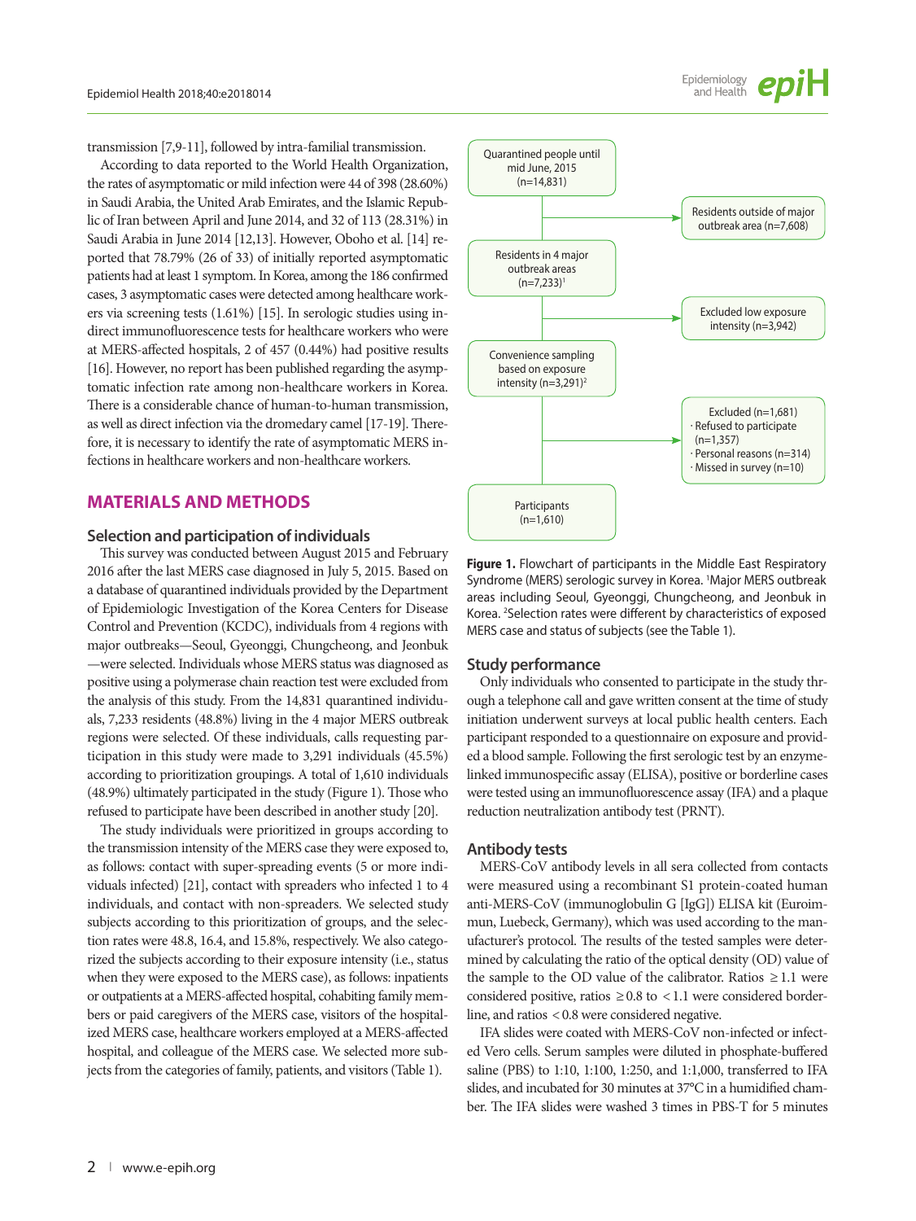transmission [7,9-11], followed by intra-familial transmission.

According to data reported to the World Health Organization, the rates of asymptomatic or mild infection were 44 of 398 (28.60%) in Saudi Arabia, the United Arab Emirates, and the Islamic Republic of Iran between April and June 2014, and 32 of 113 (28.31%) in Saudi Arabia in June 2014 [12,13]. However, Oboho et al. [14] reported that 78.79% (26 of 33) of initially reported asymptomatic patients had at least 1 symptom. In Korea, among the 186 confirmed cases, 3 asymptomatic cases were detected among healthcare workers via screening tests (1.61%) [15]. In serologic studies using indirect immunofluorescence tests for healthcare workers who were at MERS-affected hospitals, 2 of 457 (0.44%) had positive results [16]. However, no report has been published regarding the asymptomatic infection rate among non-healthcare workers in Korea. There is a considerable chance of human-to-human transmission, as well as direct infection via the dromedary camel [17-19]. Therefore, it is necessary to identify the rate of asymptomatic MERS infections in healthcare workers and non-healthcare workers.

## MATERIALS AND METHODS

### Selection and participation of individuals

This survey was conducted between August 2015 and February 2016 after the last MERS case diagnosed in July 5, 2015. Based on a database of quarantined individuals provided by the Department of Epidemiologic Investigation of the Korea Centers for Disease Control and Prevention (KCDC), individuals from 4 regions with major outbreaks—Seoul, Gyeonggi, Chungcheong, and Jeonbuk—were selected. Individuals whose MERS status was diagnosed as positive using a polymerase chain reaction test were excluded from the analysis of this study. From the 14,831 quarantined individuals, 7,233 residents (48.8%) living in the 4 major MERS outbreak regions were selected. Of these individuals, calls requesting participation in this study were made to 3,291 individuals (45.5%) according to prioritization groupings. A total of 1,610 individuals (48.9%) ultimately participated in the study (Figure 1). Those who refused to participate have been described in another study [20].

The study individuals were prioritized in groups according to the transmission intensity of the MERS case they were exposed to, as follows: contact with super-spreading events (5 or more individuals infected) [21], contact with spreaders who infected 1 to 4 individuals, and contact with non-spreaders. We selected study subjects according to this prioritization of groups, and the selection rates were 48.8, 16.4, and 15.8%, respectively. We also categorized the subjects according to their exposure intensity (i.e., status when they were exposed to the MERS case), as follows: inpatients or outpatients at a MERS-affected hospital, cohabiting family members or paid caregivers of the MERS case, visitors of the hospitalized MERS case, healthcare workers employed at a MERS-affected hospital, and colleague of the MERS case. We selected more subjects from the categories of family, patients, and visitors (Table 1).

Quarantined people until mid June, 2015 (n=14,831)
→ Residents outside of major outbreak area (n=7,608)

Residents in 4 major outbreak areas (n=7,233)[1]
→ Excluded low exposure intensity (n=3,942)

Convenience sampling based on exposure intensity (n=3,291)[2]
→ Excluded (n=1,681)
- Refused to participate (n=1,357)
- Personal reasons (n=314)
- Missed in survey (n=10)

Participants (n=1,610)

**Figure 1.** Flowchart of participants in the Middle East Respiratory Syndrome (MERS) serologic survey in Korea. [1]Major MERS outbreak areas including Seoul, Gyeonggi, Chungcheong, and Jeonbuk in Korea. [2]Selection rates were different by characteristics of exposed MERS case and status of subjects (see the Table 1).

### Study performance

Only individuals who consented to participate in the study through a telephone call and gave written consent at the time of study initiation underwent surveys at local public health centers. Each participant responded to a questionnaire on exposure and provided a blood sample. Following the first serologic test by an enzyme-linked immunospecific assay (ELISA), positive or borderline cases were tested using an immunofluorescence assay (IFA) and a plaque reduction neutralization antibody test (PRNT).

### Antibody tests

MERS-CoV antibody levels in all sera collected from contacts were measured using a recombinant S1 protein-coated human anti-MERS-CoV (immunoglobulin G [IgG]) ELISA kit (Euroimmun, Luebeck, Germany), which was used according to the manufacturer's protocol. The results of the tested samples were determined by calculating the ratio of the optical density (OD) value of the sample to the OD value of the calibrator. Ratios $\geq 1.1$ were considered positive, ratios $\geq 0.8$ to $< 1.1$ were considered borderline, and ratios $< 0.8$ were considered negative.

IFA slides were coated with MERS-CoV non-infected or infected Vero cells. Serum samples were diluted in phosphate-buffered saline (PBS) to 1:10, 1:100, 1:250, and 1:1,000, transferred to IFA slides, and incubated for 30 minutes at 37°C in a humidified chamber. The IFA slides were washed 3 times in PBS-T for 5 minutes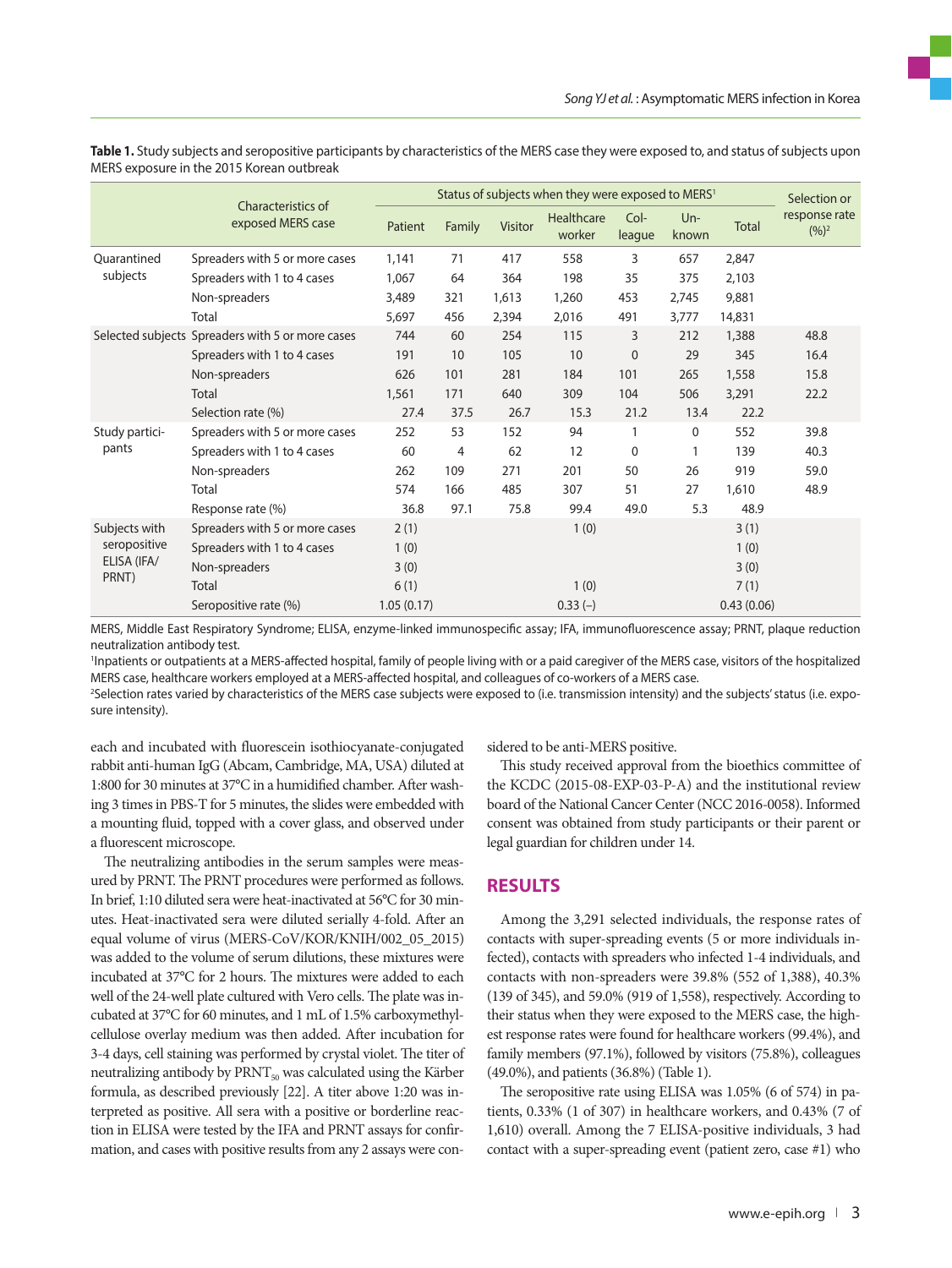**Table 1.** Study subjects and seropositive participants by characteristics of the MERS case they were exposed to, and status of subjects upon MERS exposure in the 2015 Korean outbreak

| | Characteristics of exposed MERS case | Status of subjects when they were exposed to MERS[1] | | | | | | | Selection or response rate (%)[2] |
|---|---|---|---|---|---|---|---|---|---|
| | | Patient | Family | Visitor | Healthcare worker | Colleague | Unknown | Total | |
| Quarantined subjects | Spreaders with 5 or more cases | 1,141 | 71 | 417 | 558 | 3 | 657 | 2,847 | |
| | Spreaders with 1 to 4 cases | 1,067 | 64 | 364 | 198 | 35 | 375 | 2,103 | |
| | Non-spreaders | 3,489 | 321 | 1,613 | 1,260 | 453 | 2,745 | 9,881 | |
| | Total | 5,697 | 456 | 2,394 | 2,016 | 491 | 3,777 | 14,831 | |
| Selected subjects | Spreaders with 5 or more cases | 744 | 60 | 254 | 115 | 3 | 212 | 1,388 | 48.8 |
| | Spreaders with 1 to 4 cases | 191 | 10 | 105 | 10 | 0 | 29 | 345 | 16.4 |
| | Non-spreaders | 626 | 101 | 281 | 184 | 101 | 265 | 1,558 | 15.8 |
| | Total | 1,561 | 171 | 640 | 309 | 104 | 506 | 3,291 | 22.2 |
| | Selection rate (%) | 27.4 | 37.5 | 26.7 | 15.3 | 21.2 | 13.4 | 22.2 | |
| Study participants | Spreaders with 5 or more cases | 252 | 53 | 152 | 94 | 1 | 0 | 552 | 39.8 |
| | Spreaders with 1 to 4 cases | 60 | 4 | 62 | 12 | 0 | 1 | 139 | 40.3 |
| | Non-spreaders | 262 | 109 | 271 | 201 | 50 | 26 | 919 | 59.0 |
| | Total | 574 | 166 | 485 | 307 | 51 | 27 | 1,610 | 48.9 |
| | Response rate (%) | 36.8 | 97.1 | 75.8 | 99.4 | 49.0 | 5.3 | 48.9 | |
| Subjects with seropositive ELISA (IFA/PRNT) | Spreaders with 5 or more cases | 2 (1) | | | 1 (0) | | | 3 (1) | |
| | Spreaders with 1 to 4 cases | 1 (0) | | | | | | 1 (0) | |
| | Non-spreaders | 3 (0) | | | | | | 3 (0) | |
| | Total | 6 (1) | | | 1 (0) | | | 7 (1) | |
| | Seropositive rate (%) | 1.05 (0.17) | | | 0.33 (–) | | | 0.43 (0.06) | |

MERS, Middle East Respiratory Syndrome; ELISA, enzyme-linked immunospecific assay; IFA, immunofluorescence assay; PRNT, plaque reduction neutralization antibody test.
[1]Inpatients or outpatients at a MERS-affected hospital, family of people living with or a paid caregiver of the MERS case, visitors of the hospitalized MERS case, healthcare workers employed at a MERS-affected hospital, and colleagues of co-workers of a MERS case.
[2]Selection rates varied by characteristics of the MERS case subjects were exposed to (i.e. transmission intensity) and the subjects' status (i.e. exposure intensity).

each and incubated with fluorescein isothiocyanate-conjugated rabbit anti-human IgG (Abcam, Cambridge, MA, USA) diluted at 1:800 for 30 minutes at 37°C in a humidified chamber. After washing 3 times in PBS-T for 5 minutes, the slides were embedded with a mounting fluid, topped with a cover glass, and observed under a fluorescent microscope.

The neutralizing antibodies in the serum samples were measured by PRNT. The PRNT procedures were performed as follows. In brief, 1:10 diluted sera were heat-inactivated at 56°C for 30 minutes. Heat-inactivated sera were diluted serially 4-fold. After an equal volume of virus (MERS-CoV/KOR/KNIH/002_05_2015) was added to the volume of serum dilutions, these mixtures were incubated at 37°C for 2 hours. The mixtures were added to each well of the 24-well plate cultured with Vero cells. The plate was incubated at 37°C for 60 minutes, and 1 mL of 1.5% carboxymethylcellulose overlay medium was then added. After incubation for 3-4 days, cell staining was performed by crystal violet. The titer of neutralizing antibody by $PRNT_{50}$ was calculated using the Kärber formula, as described previously [22]. A titer above 1:20 was interpreted as positive. All sera with a positive or borderline reaction in ELISA were tested by the IFA and PRNT assays for confirmation, and cases with positive results from any 2 assays were considered to be anti-MERS positive.

This study received approval from the bioethics committee of the KCDC (2015-08-EXP-03-P-A) and the institutional review board of the National Cancer Center (NCC 2016-0058). Informed consent was obtained from study participants or their parent or legal guardian for children under 14.

## RESULTS

Among the 3,291 selected individuals, the response rates of contacts with super-spreading events (5 or more individuals infected), contacts with spreaders who infected 1-4 individuals, and contacts with non-spreaders were 39.8% (552 of 1,388), 40.3% (139 of 345), and 59.0% (919 of 1,558), respectively. According to their status when they were exposed to the MERS case, the highest response rates were found for healthcare workers (99.4%), and family members (97.1%), followed by visitors (75.8%), colleagues (49.0%), and patients (36.8%) (Table 1).

The seropositive rate using ELISA was 1.05% (6 of 574) in patients, 0.33% (1 of 307) in healthcare workers, and 0.43% (7 of 1,610) overall. Among the 7 ELISA-positive individuals, 3 had contact with a super-spreading event (patient zero, case #1) who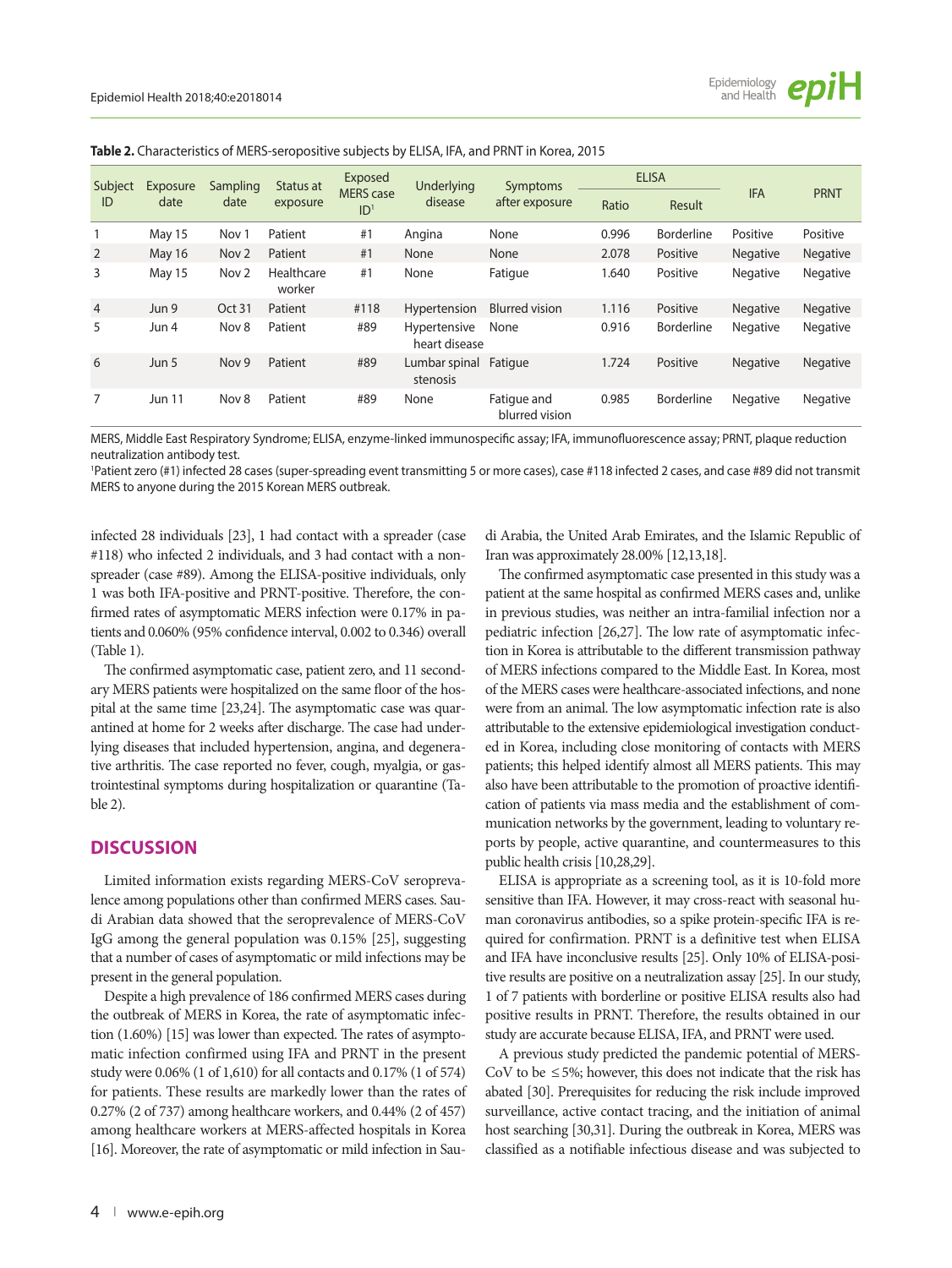**Table 2.** Characteristics of MERS-seropositive subjects by ELISA, IFA, and PRNT in Korea, 2015

| Subject ID | Exposure date | Sampling date | Status at exposure | Exposed MERS case ID[1] | Underlying disease | Symptoms after exposure | ELISA | | IFA | PRNT |
|---|---|---|---|---|---|---|---|---|---|---|
| | | | | | | | Ratio | Result | | |
| 1 | May 15 | Nov 1 | Patient | #1 | Angina | None | 0.996 | Borderline | Positive | Positive |
| 2 | May 16 | Nov 2 | Patient | #1 | None | None | 2.078 | Positive | Negative | Negative |
| 3 | May 15 | Nov 2 | Healthcare worker | #1 | None | Fatigue | 1.640 | Positive | Negative | Negative |
| 4 | Jun 9 | Oct 31 | Patient | #118 | Hypertension | Blurred vision | 1.116 | Positive | Negative | Negative |
| 5 | Jun 4 | Nov 8 | Patient | #89 | Hypertensive heart disease | None | 0.916 | Borderline | Negative | Negative |
| 6 | Jun 5 | Nov 9 | Patient | #89 | Lumbar spinal stenosis | Fatigue | 1.724 | Positive | Negative | Negative |
| 7 | Jun 11 | Nov 8 | Patient | #89 | None | Fatigue and blurred vision | 0.985 | Borderline | Negative | Negative |

MERS, Middle East Respiratory Syndrome; ELISA, enzyme-linked immunospecific assay; IFA, immunofluorescence assay; PRNT, plaque reduction neutralization antibody test.
[1]Patient zero (#1) infected 28 cases (super-spreading event transmitting 5 or more cases), case #118 infected 2 cases, and case #89 did not transmit MERS to anyone during the 2015 Korean MERS outbreak.

infected 28 individuals [23], 1 had contact with a spreader (case #118) who infected 2 individuals, and 3 had contact with a non-spreader (case #89). Among the ELISA-positive individuals, only 1 was both IFA-positive and PRNT-positive. Therefore, the confirmed rates of asymptomatic MERS infection were 0.17% in patients and 0.060% (95% confidence interval, 0.002 to 0.346) overall (Table 1).

The confirmed asymptomatic case, patient zero, and 11 secondary MERS patients were hospitalized on the same floor of the hospital at the same time [23,24]. The asymptomatic case was quarantined at home for 2 weeks after discharge. The case had underlying diseases that included hypertension, angina, and degenerative arthritis. The case reported no fever, cough, myalgia, or gastrointestinal symptoms during hospitalization or quarantine (Table 2).

## DISCUSSION

Limited information exists regarding MERS-CoV seroprevalence among populations other than confirmed MERS cases. Saudi Arabian data showed that the seroprevalence of MERS-CoV IgG among the general population was 0.15% [25], suggesting that a number of cases of asymptomatic or mild infections may be present in the general population.

Despite a high prevalence of 186 confirmed MERS cases during the outbreak of MERS in Korea, the rate of asymptomatic infection (1.60%) [15] was lower than expected. The rates of asymptomatic infection confirmed using IFA and PRNT in the present study were 0.06% (1 of 1,610) for all contacts and 0.17% (1 of 574) for patients. These results are markedly lower than the rates of 0.27% (2 of 737) among healthcare workers, and 0.44% (2 of 457) among healthcare workers at MERS-affected hospitals in Korea [16]. Moreover, the rate of asymptomatic or mild infection in Saudi Arabia, the United Arab Emirates, and the Islamic Republic of Iran was approximately 28.00% [12,13,18].

The confirmed asymptomatic case presented in this study was a patient at the same hospital as confirmed MERS cases and, unlike in previous studies, was neither an intra-familial infection nor a pediatric infection [26,27]. The low rate of asymptomatic infection in Korea is attributable to the different transmission pathway of MERS infections compared to the Middle East. In Korea, most of the MERS cases were healthcare-associated infections, and none were from an animal. The low asymptomatic infection rate is also attributable to the extensive epidemiological investigation conducted in Korea, including close monitoring of contacts with MERS patients; this helped identify almost all MERS patients. This may also have been attributable to the promotion of proactive identification of patients via mass media and the establishment of communication networks by the government, leading to voluntary reports by people, active quarantine, and countermeasures to this public health crisis [10,28,29].

ELISA is appropriate as a screening tool, as it is 10-fold more sensitive than IFA. However, it may cross-react with seasonal human coronavirus antibodies, so a spike protein-specific IFA is required for confirmation. PRNT is a definitive test when ELISA and IFA have inconclusive results [25]. Only 10% of ELISA-positive results are positive on a neutralization assay [25]. In our study, 1 of 7 patients with borderline or positive ELISA results also had positive results in PRNT. Therefore, the results obtained in our study are accurate because ELISA, IFA, and PRNT were used.

A previous study predicted the pandemic potential of MERS-CoV to be $\leq 5\%$; however, this does not indicate that the risk has abated [30]. Prerequisites for reducing the risk include improved surveillance, active contact tracing, and the initiation of animal host searching [30,31]. During the outbreak in Korea, MERS was classified as a notifiable infectious disease and was subjected to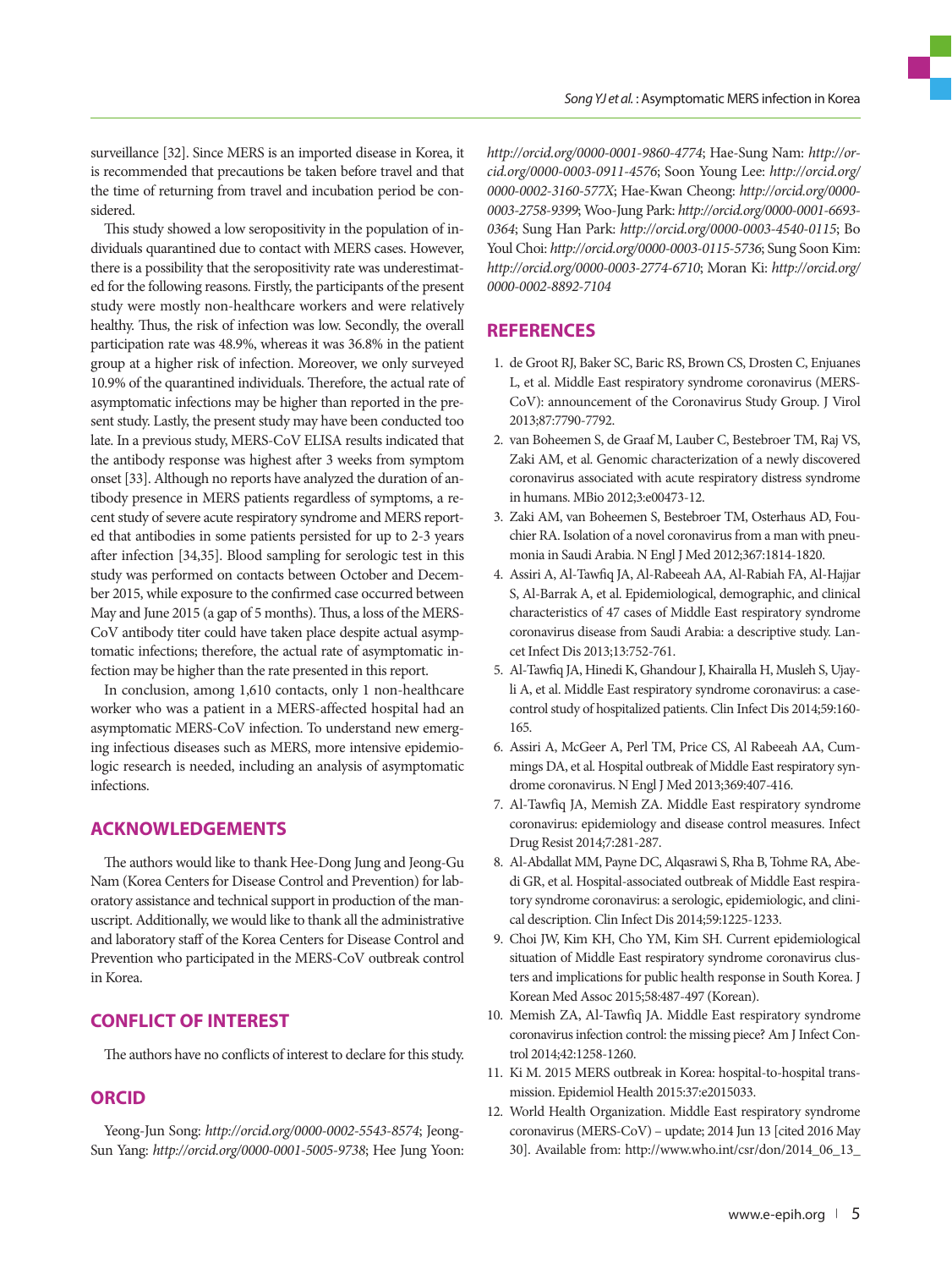surveillance [32]. Since MERS is an imported disease in Korea, it is recommended that precautions be taken before travel and that the time of returning from travel and incubation period be considered.

This study showed a low seropositivity in the population of individuals quarantined due to contact with MERS cases. However, there is a possibility that the seropositivity rate was underestimated for the following reasons. Firstly, the participants of the present study were mostly non-healthcare workers and were relatively healthy. Thus, the risk of infection was low. Secondly, the overall participation rate was 48.9%, whereas it was 36.8% in the patient group at a higher risk of infection. Moreover, we only surveyed 10.9% of the quarantined individuals. Therefore, the actual rate of asymptomatic infections may be higher than reported in the present study. Lastly, the present study may have been conducted too late. In a previous study, MERS-CoV ELISA results indicated that the antibody response was highest after 3 weeks from symptom onset [33]. Although no reports have analyzed the duration of antibody presence in MERS patients regardless of symptoms, a recent study of severe acute respiratory syndrome and MERS reported that antibodies in some patients persisted for up to 2-3 years after infection [34,35]. Blood sampling for serologic test in this study was performed on contacts between October and December 2015, while exposure to the confirmed case occurred between May and June 2015 (a gap of 5 months). Thus, a loss of the MERS-CoV antibody titer could have taken place despite actual asymptomatic infections; therefore, the actual rate of asymptomatic infection may be higher than the rate presented in this report.

In conclusion, among 1,610 contacts, only 1 non-healthcare worker who was a patient in a MERS-affected hospital had an asymptomatic MERS-CoV infection. To understand new emerging infectious diseases such as MERS, more intensive epidemiologic research is needed, including an analysis of asymptomatic infections.

## ACKNOWLEDGEMENTS

The authors would like to thank Hee-Dong Jung and Jeong-Gu Nam (Korea Centers for Disease Control and Prevention) for laboratory assistance and technical support in production of the manuscript. Additionally, we would like to thank all the administrative and laboratory staff of the Korea Centers for Disease Control and Prevention who participated in the MERS-CoV outbreak control in Korea.

## CONFLICT OF INTEREST

The authors have no conflicts of interest to declare for this study.

## ORCID

Yeong-Jun Song: *http://orcid.org/0000-0002-5543-8574*; Jeong-Sun Yang: *http://orcid.org/0000-0001-5005-9738*; Hee Jung Yoon: *http://orcid.org/0000-0001-9860-4774*; Hae-Sung Nam: *http://orcid.org/0000-0003-0911-4576*; Soon Young Lee: *http://orcid.org/0000-0002-3160-577X*; Hae-Kwan Cheong: *http://orcid.org/0000-0003-2758-9399*; Woo-Jung Park: *http://orcid.org/0000-0001-6693-0364*; Sung Han Park: *http://orcid.org/0000-0003-4540-0115*; Bo Youl Choi: *http://orcid.org/0000-0003-0115-5736*; Sung Soon Kim: *http://orcid.org/0000-0003-2774-6710*; Moran Ki: *http://orcid.org/0000-0002-8892-7104*

## REFERENCES

1. de Groot RJ, Baker SC, Baric RS, Brown CS, Drosten C, Enjuanes L, et al. Middle East respiratory syndrome coronavirus (MERS-CoV): announcement of the Coronavirus Study Group. J Virol 2013;87:7790-7792.
2. van Boheemen S, de Graaf M, Lauber C, Bestebroer TM, Raj VS, Zaki AM, et al. Genomic characterization of a newly discovered coronavirus associated with acute respiratory distress syndrome in humans. MBio 2012;3:e00473-12.
3. Zaki AM, van Boheemen S, Bestebroer TM, Osterhaus AD, Fouchier RA. Isolation of a novel coronavirus from a man with pneumonia in Saudi Arabia. N Engl J Med 2012;367:1814-1820.
4. Assiri A, Al-Tawfiq JA, Al-Rabeeah AA, Al-Rabiah FA, Al-Hajjar S, Al-Barrak A, et al. Epidemiological, demographic, and clinical characteristics of 47 cases of Middle East respiratory syndrome coronavirus disease from Saudi Arabia: a descriptive study. Lancet Infect Dis 2013;13:752-761.
5. Al-Tawfiq JA, Hinedi K, Ghandour J, Khairalla H, Musleh S, Ujayli A, et al. Middle East respiratory syndrome coronavirus: a case-control study of hospitalized patients. Clin Infect Dis 2014;59:160-165.
6. Assiri A, McGeer A, Perl TM, Price CS, Al Rabeeah AA, Cummings DA, et al. Hospital outbreak of Middle East respiratory syndrome coronavirus. N Engl J Med 2013;369:407-416.
7. Al-Tawfiq JA, Memish ZA. Middle East respiratory syndrome coronavirus: epidemiology and disease control measures. Infect Drug Resist 2014;7:281-287.
8. Al-Abdallat MM, Payne DC, Alqasrawi S, Rha B, Tohme RA, Abedi GR, et al. Hospital-associated outbreak of Middle East respiratory syndrome coronavirus: a serologic, epidemiologic, and clinical description. Clin Infect Dis 2014;59:1225-1233.
9. Choi JW, Kim KH, Cho YM, Kim SH. Current epidemiological situation of Middle East respiratory syndrome coronavirus clusters and implications for public health response in South Korea. J Korean Med Assoc 2015;58:487-497 (Korean).
10. Memish ZA, Al-Tawfiq JA. Middle East respiratory syndrome coronavirus infection control: the missing piece? Am J Infect Control 2014;42:1258-1260.
11. Ki M. 2015 MERS outbreak in Korea: hospital-to-hospital transmission. Epidemiol Health 2015:37:e2015033.
12. World Health Organization. Middle East respiratory syndrome coronavirus (MERS-CoV) – update; 2014 Jun 13 [cited 2016 May 30]. Available from: http://www.who.int/csr/don/2014_06_13_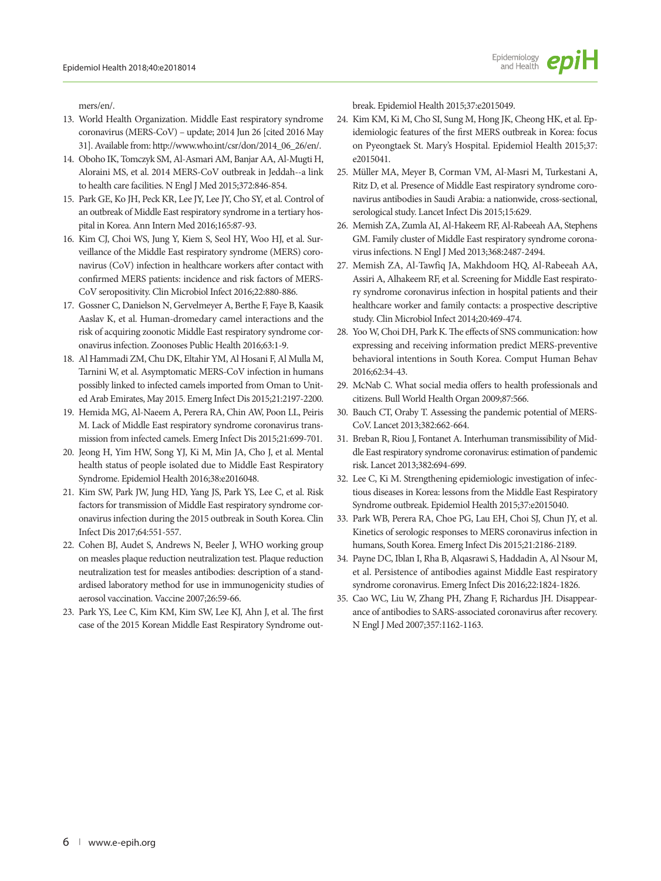mers/en/.

13. World Health Organization. Middle East respiratory syndrome coronavirus (MERS-CoV) – update; 2014 Jun 26 [cited 2016 May 31]. Available from: http://www.who.int/csr/don/2014_06_26/en/.
14. Oboho IK, Tomczyk SM, Al-Asmari AM, Banjar AA, Al-Mugti H, Aloraini MS, et al. 2014 MERS-CoV outbreak in Jeddah--a link to health care facilities. N Engl J Med 2015;372:846-854.
15. Park GE, Ko JH, Peck KR, Lee JY, Lee JY, Cho SY, et al. Control of an outbreak of Middle East respiratory syndrome in a tertiary hospital in Korea. Ann Intern Med 2016;165:87-93.
16. Kim CJ, Choi WS, Jung Y, Kiem S, Seol HY, Woo HJ, et al. Surveillance of the Middle East respiratory syndrome (MERS) coronavirus (CoV) infection in healthcare workers after contact with confirmed MERS patients: incidence and risk factors of MERS-CoV seropositivity. Clin Microbiol Infect 2016;22:880-886.
17. Gossner C, Danielson N, Gervelmeyer A, Berthe F, Faye B, Kaasik Aaslav K, et al. Human-dromedary camel interactions and the risk of acquiring zoonotic Middle East respiratory syndrome coronavirus infection. Zoonoses Public Health 2016;63:1-9.
18. Al Hammadi ZM, Chu DK, Eltahir YM, Al Hosani F, Al Mulla M, Tarnini W, et al. Asymptomatic MERS-CoV infection in humans possibly linked to infected camels imported from Oman to United Arab Emirates, May 2015. Emerg Infect Dis 2015;21:2197-2200.
19. Hemida MG, Al-Naeem A, Perera RA, Chin AW, Poon LL, Peiris M. Lack of Middle East respiratory syndrome coronavirus transmission from infected camels. Emerg Infect Dis 2015;21:699-701.
20. Jeong H, Yim HW, Song YJ, Ki M, Min JA, Cho J, et al. Mental health status of people isolated due to Middle East Respiratory Syndrome. Epidemiol Health 2016;38:e2016048.
21. Kim SW, Park JW, Jung HD, Yang JS, Park YS, Lee C, et al. Risk factors for transmission of Middle East respiratory syndrome coronavirus infection during the 2015 outbreak in South Korea. Clin Infect Dis 2017;64:551-557.
22. Cohen BJ, Audet S, Andrews N, Beeler J, WHO working group on measles plaque reduction neutralization test. Plaque reduction neutralization test for measles antibodies: description of a standardised laboratory method for use in immunogenicity studies of aerosol vaccination. Vaccine 2007;26:59-66.
23. Park YS, Lee C, Kim KM, Kim SW, Lee KJ, Ahn J, et al. The first case of the 2015 Korean Middle East Respiratory Syndrome outbreak. Epidemiol Health 2015;37:e2015049.
24. Kim KM, Ki M, Cho SI, Sung M, Hong JK, Cheong HK, et al. Epidemiologic features of the first MERS outbreak in Korea: focus on Pyeongtaek St. Mary's Hospital. Epidemiol Health 2015;37:e2015041.
25. Müller MA, Meyer B, Corman VM, Al-Masri M, Turkestani A, Ritz D, et al. Presence of Middle East respiratory syndrome coronavirus antibodies in Saudi Arabia: a nationwide, cross-sectional, serological study. Lancet Infect Dis 2015;15:629.
26. Memish ZA, Zumla AI, Al-Hakeem RF, Al-Rabeeah AA, Stephens GM. Family cluster of Middle East respiratory syndrome coronavirus infections. N Engl J Med 2013;368:2487-2494.
27. Memish ZA, Al-Tawfiq JA, Makhdoom HQ, Al-Rabeeah AA, Assiri A, Alhakeem RF, et al. Screening for Middle East respiratory syndrome coronavirus infection in hospital patients and their healthcare worker and family contacts: a prospective descriptive study. Clin Microbiol Infect 2014;20:469-474.
28. Yoo W, Choi DH, Park K. The effects of SNS communication: how expressing and receiving information predict MERS-preventive behavioral intentions in South Korea. Comput Human Behav 2016;62:34-43.
29. McNab C. What social media offers to health professionals and citizens. Bull World Health Organ 2009;87:566.
30. Bauch CT, Oraby T. Assessing the pandemic potential of MERS-CoV. Lancet 2013;382:662-664.
31. Breban R, Riou J, Fontanet A. Interhuman transmissibility of Middle East respiratory syndrome coronavirus: estimation of pandemic risk. Lancet 2013;382:694-699.
32. Lee C, Ki M. Strengthening epidemiologic investigation of infectious diseases in Korea: lessons from the Middle East Respiratory Syndrome outbreak. Epidemiol Health 2015;37:e2015040.
33. Park WB, Perera RA, Choe PG, Lau EH, Choi SJ, Chun JY, et al. Kinetics of serologic responses to MERS coronavirus infection in humans, South Korea. Emerg Infect Dis 2015;21:2186-2189.
34. Payne DC, Iblan I, Rha B, Alqasrawi S, Haddadin A, Al Nsour M, et al. Persistence of antibodies against Middle East respiratory syndrome coronavirus. Emerg Infect Dis 2016;22:1824-1826.
35. Cao WC, Liu W, Zhang PH, Zhang F, Richardus JH. Disappearance of antibodies to SARS-associated coronavirus after recovery. N Engl J Med 2007;357:1162-1163.